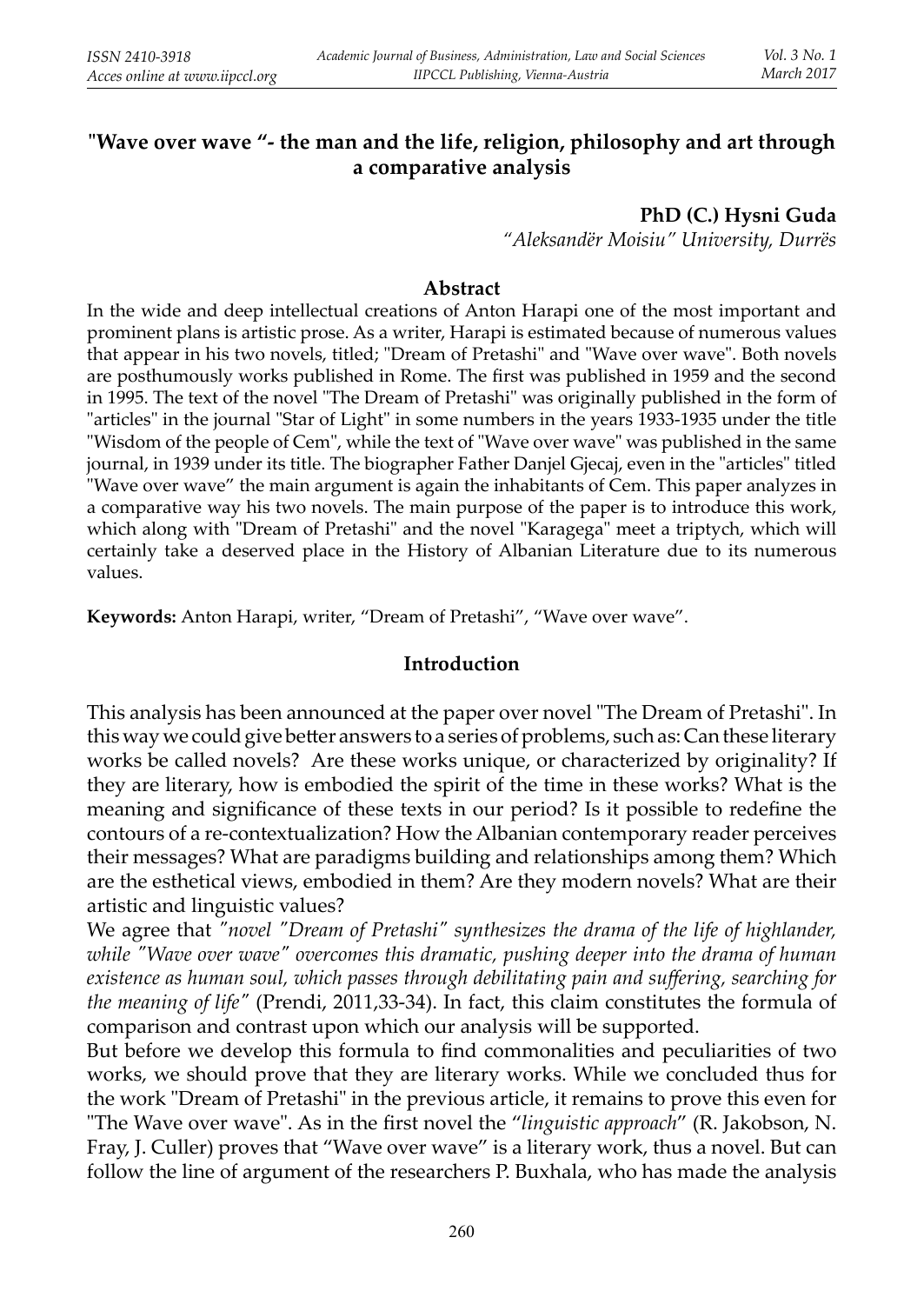# "Wave over wave "- the man and the life, religion, philosophy and art through a comparative analysis

**PhD (C.) Hysni Guda**

*"Aleksandër Moisiu" University, Durrës*

## Abstract

In the wide and deep intellectual creations of Anton Harapi one of the most important and prominent plans is artistic prose. As a writer, Harapi is estimated because of numerous values that appear in his two novels, titled; "Dream of Pretashi" and "Wave over wave". Both novels are posthumously works published in Rome. The first was published in 1959 and the second in 1995. The text of the novel "The Dream of Pretashi" was originally published in the form of "articles" in the journal "Star of Light" in some numbers in the years 1933-1935 under the title "Wisdom of the people of Cem", while the text of "Wave over wave" was published in the same journal, in 1939 under its title. The biographer Father Danjel Gjecaj, even in the "articles" titled "Wave over wave" the main argument is again the inhabitants of Cem. This paper analyzes in a comparative way his two novels. The main purpose of the paper is to introduce this work, which along with "Dream of Pretashi" and the novel "Karagega" meet a triptych, which will certainly take a deserved place in the History of Albanian Literature due to its numerous values.

**Keywords:** Anton Harapi, writer, "Dream of Pretashi", "Wave over wave".

## Introduction

This analysis has been announced at the paper over novel "The Dream of Pretashi". In this way we could give better answers to a series of problems, such as: Can these literary works be called novels? Are these works unique, or characterized by originality? If they are literary, how is embodied the spirit of the time in these works? What is the meaning and significance of these texts in our period? Is it possible to redefine the contours of a re-contextualization? How the Albanian contemporary reader perceives their messages? What are paradigms building and relationships among them? Which are the esthetical views, embodied in them? Are they modern novels? What are their artistic and linguistic values?

We agree that *"novel "Dream of Pretashi" synthesizes the drama of the life of highlander, while "Wave over wave" overcomes this dramatic, pushing deeper into the drama of human existence as human soul, which passes through debilitating pain and suffering, searching for the meaning of life"* (Prendi, 2011,33-34). In fact, this claim constitutes the formula of comparison and contrast upon which our analysis will be supported.

But before we develop this formula to find commonalities and peculiarities of two works, we should prove that they are literary works. While we concluded thus for the work "Dream of Pretashi" in the previous article, it remains to prove this even for "The Wave over wave". As in the first novel the "*linguistic approach*" (R. Jakobson, N. Fray, J. Culler) proves that "Wave over wave" is a literary work, thus a novel. But can follow the line of argument of the researchers P. Buxhala, who has made the analysis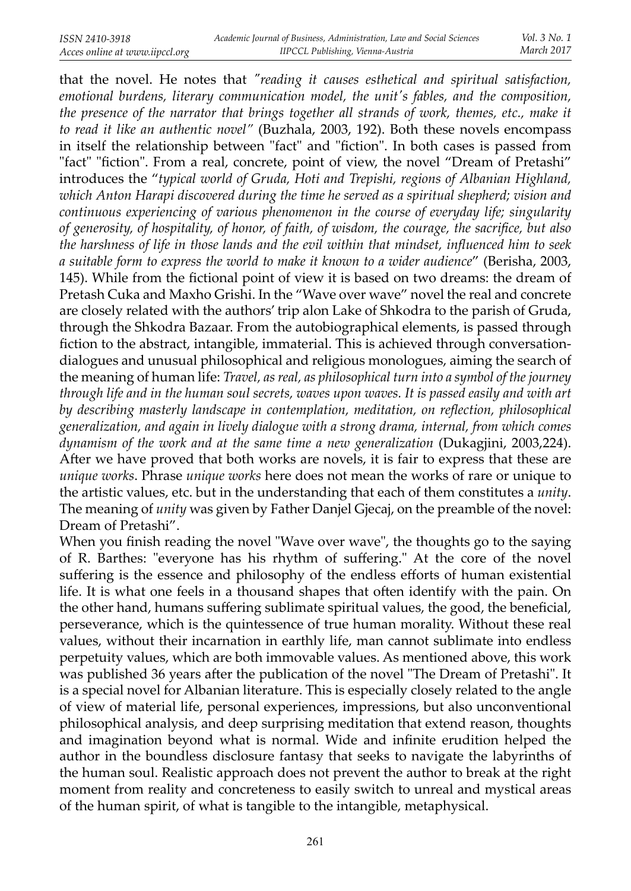that the novel. He notes that *"reading it causes esthetical and spiritual satisfaction, emotional burdens, literary communication model, the unit's fables, and the composition, the presence of the narrator that brings together all strands of work, themes, etc., make it to read it like an authentic novel"* (Buzhala, 2003, 192). Both these novels encompass in itself the relationship between "fact" and "fiction". In both cases is passed from "fact" "fiction". From a real, concrete, point of view, the novel "Dream of Pretashi" introduces the "*typical world of Gruda, Hoti and Trepishi, regions of Albanian Highland, which Anton Harapi discovered during the time he served as a spiritual shepherd; vision and continuous experiencing of various phenomenon in the course of everyday life; singularity of generosity, of hospitality, of honor, of faith, of wisdom, the courage, the sacrifice, but also the harshness of life in those lands and the evil within that mindset, influenced him to seek a suitable form to express the world to make it known to a wider audience*" (Berisha, 2003, 145). While from the fictional point of view it is based on two dreams: the dream of Pretash Cuka and Maxho Grishi. In the "Wave over wave" novel the real and concrete are closely related with the authors' trip alon Lake of Shkodra to the parish of Gruda, through the Shkodra Bazaar. From the autobiographical elements, is passed through fiction to the abstract, intangible, immaterial. This is achieved through conversation-dialogues and unusual philosophical and religious monologues, aiming the search of the meaning of human life: *Travel, as real, as philosophical turn into a symbol of the journey through life and in the human soul secrets, waves upon waves. It is passed easily and with art by describing masterly landscape in contemplation, meditation, on reflection, philosophical generalization, and again in lively dialogue with a strong drama, internal, from which comes dynamism of the work and at the same time a new generalization* (Dukagjini, 2003,224). After we have proved that both works are novels, it is fair to express that these are *unique works*. Phrase *unique works* here does not mean the works of rare or unique to the artistic values, etc. but in the understanding that each of them constitutes a *unity*. The meaning of *unity* was given by Father Danjel Gjecaj, on the preamble of the novel: Dream of Pretashi".

When you finish reading the novel "Wave over wave", the thoughts go to the saying of R. Barthes: "everyone has his rhythm of suffering." At the core of the novel suffering is the essence and philosophy of the endless efforts of human existential life. It is what one feels in a thousand shapes that often identify with the pain. On the other hand, humans suffering sublimate spiritual values, the good, the beneficial, perseverance, which is the quintessence of true human morality. Without these real values, without their incarnation in earthly life, man cannot sublimate into endless perpetuity values, which are both immovable values. As mentioned above, this work was published 36 years after the publication of the novel "The Dream of Pretashi". It is a special novel for Albanian literature. This is especially closely related to the angle of view of material life, personal experiences, impressions, but also unconventional philosophical analysis, and deep surprising meditation that extend reason, thoughts and imagination beyond what is normal. Wide and infinite erudition helped the author in the boundless disclosure fantasy that seeks to navigate the labyrinths of the human soul. Realistic approach does not prevent the author to break at the right moment from reality and concreteness to easily switch to unreal and mystical areas of the human spirit, of what is tangible to the intangible, metaphysical.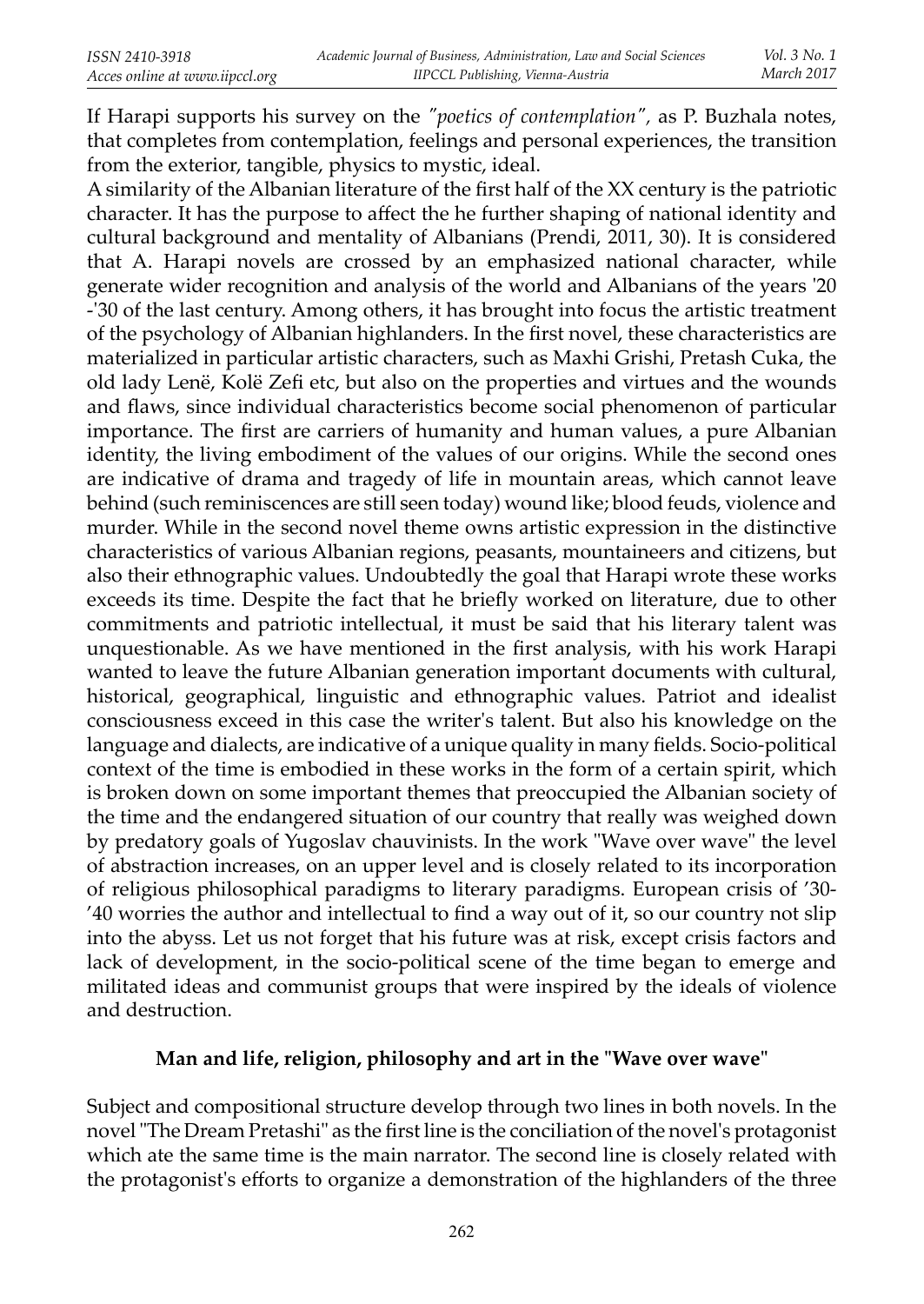If Harapi supports his survey on the *"poetics of contemplation"*, as P. Buzhala notes, that completes from contemplation, feelings and personal experiences, the transition from the exterior, tangible, physics to mystic, ideal.

A similarity of the Albanian literature of the first half of the XX century is the patriotic character. It has the purpose to affect the he further shaping of national identity and cultural background and mentality of Albanians (Prendi, 2011, 30). It is considered that A. Harapi novels are crossed by an emphasized national character, while generate wider recognition and analysis of the world and Albanians of the years '20 -'30 of the last century. Among others, it has brought into focus the artistic treatment of the psychology of Albanian highlanders. In the first novel, these characteristics are materialized in particular artistic characters, such as Maxhi Grishi, Pretash Cuka, the old lady Lenë, Kolë Zefi etc, but also on the properties and virtues and the wounds and flaws, since individual characteristics become social phenomenon of particular importance. The first are carriers of humanity and human values, a pure Albanian identity, the living embodiment of the values of our origins. While the second ones are indicative of drama and tragedy of life in mountain areas, which cannot leave behind (such reminiscences are still seen today) wound like; blood feuds, violence and murder. While in the second novel theme owns artistic expression in the distinctive characteristics of various Albanian regions, peasants, mountaineers and citizens, but also their ethnographic values. Undoubtedly the goal that Harapi wrote these works exceeds its time. Despite the fact that he briefly worked on literature, due to other commitments and patriotic intellectual, it must be said that his literary talent was unquestionable. As we have mentioned in the first analysis, with his work Harapi wanted to leave the future Albanian generation important documents with cultural, historical, geographical, linguistic and ethnographic values. Patriot and idealist consciousness exceed in this case the writer's talent. But also his knowledge on the language and dialects, are indicative of a unique quality in many fields. Socio-political context of the time is embodied in these works in the form of a certain spirit, which is broken down on some important themes that preoccupied the Albanian society of the time and the endangered situation of our country that really was weighed down by predatory goals of Yugoslav chauvinists. In the work "Wave over wave" the level of abstraction increases, on an upper level and is closely related to its incorporation of religious philosophical paradigms to literary paradigms. European crisis of '30- '40 worries the author and intellectual to find a way out of it, so our country not slip into the abyss. Let us not forget that his future was at risk, except crisis factors and lack of development, in the socio-political scene of the time began to emerge and militated ideas and communist groups that were inspired by the ideals of violence and destruction.

## Man and life, religion, philosophy and art in the "Wave over wave"

Subject and compositional structure develop through two lines in both novels. In the novel "The Dream Pretashi" as the first line is the conciliation of the novel's protagonist which ate the same time is the main narrator. The second line is closely related with the protagonist's efforts to organize a demonstration of the highlanders of the three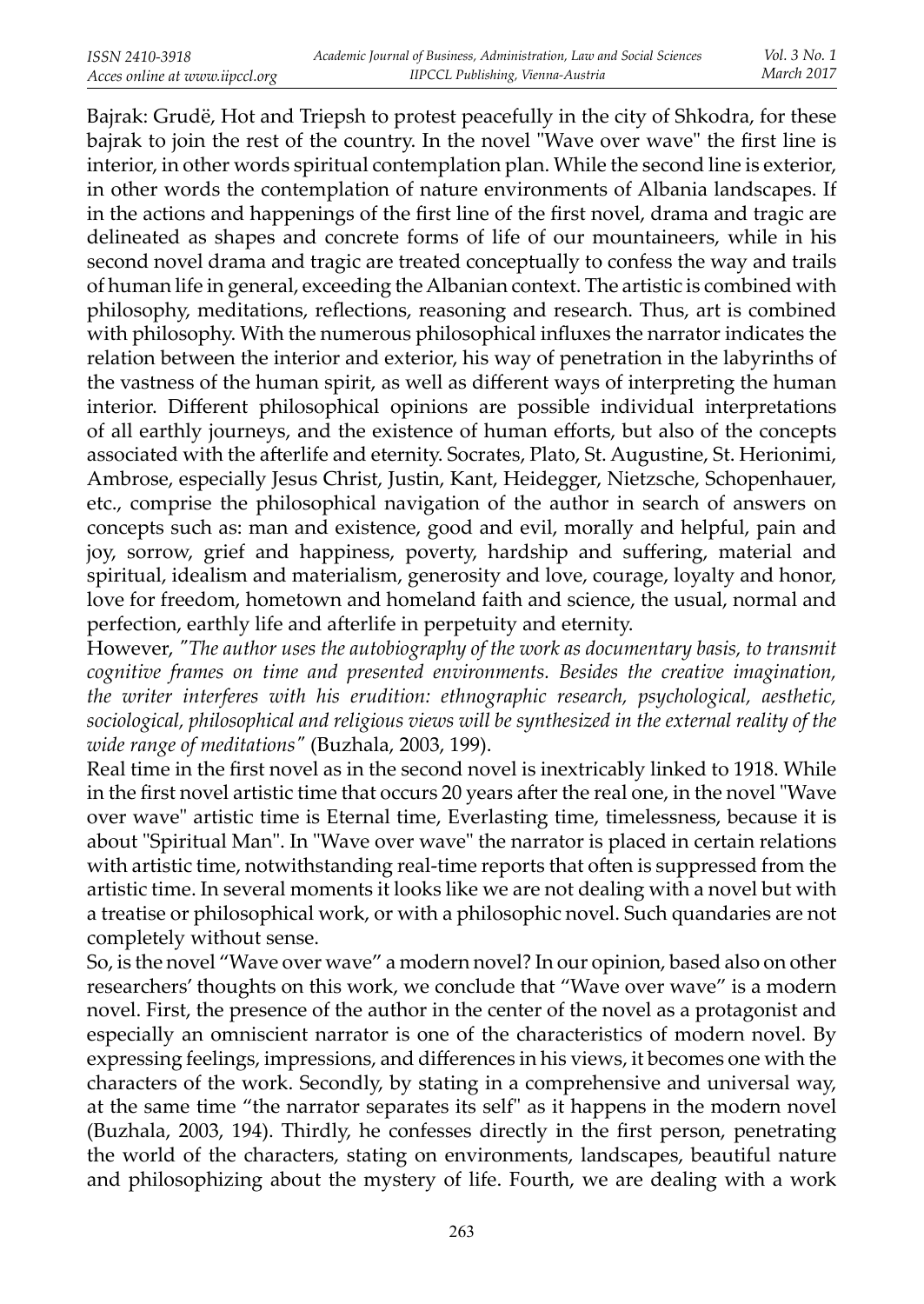Bajrak: Grudë, Hot and Triepsh to protest peacefully in the city of Shkodra, for these bajrak to join the rest of the country. In the novel "Wave over wave" the first line is interior, in other words spiritual contemplation plan. While the second line is exterior, in other words the contemplation of nature environments of Albania landscapes. If in the actions and happenings of the first line of the first novel, drama and tragic are delineated as shapes and concrete forms of life of our mountaineers, while in his second novel drama and tragic are treated conceptually to confess the way and trails of human life in general, exceeding the Albanian context. The artistic is combined with philosophy, meditations, reflections, reasoning and research. Thus, art is combined with philosophy. With the numerous philosophical influxes the narrator indicates the relation between the interior and exterior, his way of penetration in the labyrinths of the vastness of the human spirit, as well as different ways of interpreting the human interior. Different philosophical opinions are possible individual interpretations of all earthly journeys, and the existence of human efforts, but also of the concepts associated with the afterlife and eternity. Socrates, Plato, St. Augustine, St. Herionimi, Ambrose, especially Jesus Christ, Justin, Kant, Heidegger, Nietzsche, Schopenhauer, etc., comprise the philosophical navigation of the author in search of answers on concepts such as: man and existence, good and evil, morally and helpful, pain and joy, sorrow, grief and happiness, poverty, hardship and suffering, material and spiritual, idealism and materialism, generosity and love, courage, loyalty and honor, love for freedom, hometown and homeland faith and science, the usual, normal and perfection, earthly life and afterlife in perpetuity and eternity.

However, *"The author uses the autobiography of the work as documentary basis, to transmit cognitive frames on time and presented environments. Besides the creative imagination, the writer interferes with his erudition: ethnographic research, psychological, aesthetic, sociological, philosophical and religious views will be synthesized in the external reality of the wide range of meditations"* (Buzhala, 2003, 199).

Real time in the first novel as in the second novel is inextricably linked to 1918. While in the first novel artistic time that occurs 20 years after the real one, in the novel "Wave over wave" artistic time is Eternal time, Everlasting time, timelessness, because it is about "Spiritual Man". In "Wave over wave" the narrator is placed in certain relations with artistic time, notwithstanding real-time reports that often is suppressed from the artistic time. In several moments it looks like we are not dealing with a novel but with a treatise or philosophical work, or with a philosophic novel. Such quandaries are not completely without sense.

So, is the novel "Wave over wave" a modern novel? In our opinion, based also on other researchers' thoughts on this work, we conclude that "Wave over wave" is a modern novel. First, the presence of the author in the center of the novel as a protagonist and especially an omniscient narrator is one of the characteristics of modern novel. By expressing feelings, impressions, and differences in his views, it becomes one with the characters of the work. Secondly, by stating in a comprehensive and universal way, at the same time "the narrator separates its self" as it happens in the modern novel (Buzhala, 2003, 194). Thirdly, he confesses directly in the first person, penetrating the world of the characters, stating on environments, landscapes, beautiful nature and philosophizing about the mystery of life. Fourth, we are dealing with a work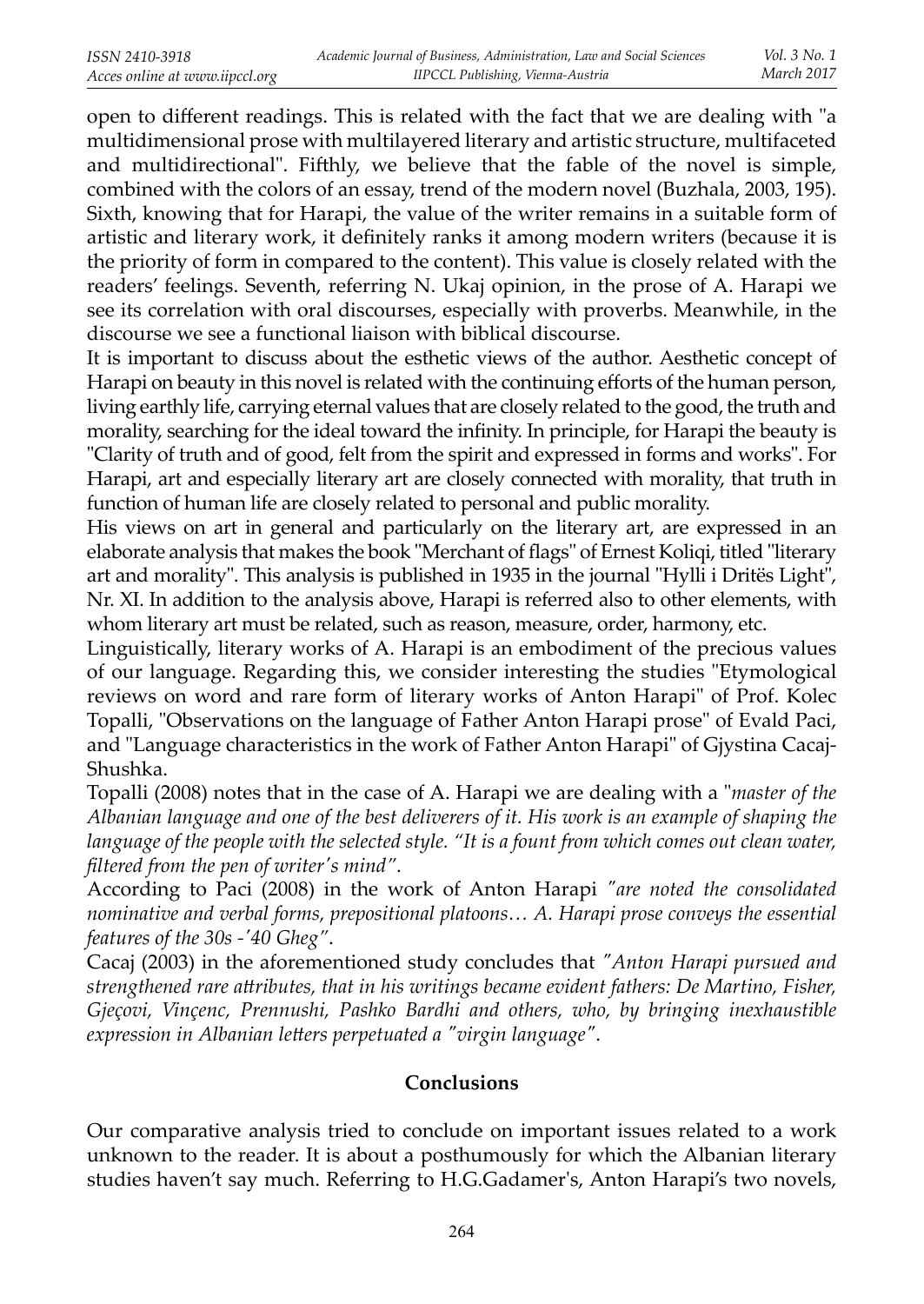open to different readings. This is related with the fact that we are dealing with "a multidimensional prose with multilayered literary and artistic structure, multifaceted and multidirectional". Fifthly, we believe that the fable of the novel is simple, combined with the colors of an essay, trend of the modern novel (Buzhala, 2003, 195). Sixth, knowing that for Harapi, the value of the writer remains in a suitable form of artistic and literary work, it definitely ranks it among modern writers (because it is the priority of form in compared to the content). This value is closely related with the readers' feelings. Seventh, referring N. Ukaj opinion, in the prose of A. Harapi we see its correlation with oral discourses, especially with proverbs. Meanwhile, in the discourse we see a functional liaison with biblical discourse.

It is important to discuss about the esthetic views of the author. Aesthetic concept of Harapi on beauty in this novel is related with the continuing efforts of the human person, living earthly life, carrying eternal values that are closely related to the good, the truth and morality, searching for the ideal toward the infinity. In principle, for Harapi the beauty is "Clarity of truth and of good, felt from the spirit and expressed in forms and works". For Harapi, art and especially literary art are closely connected with morality, that truth in function of human life are closely related to personal and public morality.

His views on art in general and particularly on the literary art, are expressed in an elaborate analysis that makes the book "Merchant of flags" of Ernest Koliqi, titled "literary art and morality". This analysis is published in 1935 in the journal "Hylli i Dritës Light", Nr. XI. In addition to the analysis above, Harapi is referred also to other elements, with whom literary art must be related, such as reason, measure, order, harmony, etc.

Linguistically, literary works of A. Harapi is an embodiment of the precious values of our language. Regarding this, we consider interesting the studies "Etymological reviews on word and rare form of literary works of Anton Harapi" of Prof. Kolec Topalli, "Observations on the language of Father Anton Harapi prose" of Evald Paci, and "Language characteristics in the work of Father Anton Harapi" of Gjystina Cacaj-Shushka.

Topalli (2008) notes that in the case of A. Harapi we are dealing with a "*master of the Albanian language and one of the best deliverers of it. His work is an example of shaping the language of the people with the selected style. "It is a fount from which comes out clean water, filtered from the pen of writer's mind"*.

According to Paci (2008) in the work of Anton Harapi *"are noted the consolidated nominative and verbal forms, prepositional platoons… A. Harapi prose conveys the essential features of the 30s -'40 Gheg"*.

Cacaj (2003) in the aforementioned study concludes that *"Anton Harapi pursued and strengthened rare attributes, that in his writings became evident fathers: De Martino, Fisher, Gjeçovi, Vinçenc, Prennushi, Pashko Bardhi and others, who, by bringing inexhaustible expression in Albanian letters perpetuated a "virgin language"*.

## Conclusions

Our comparative analysis tried to conclude on important issues related to a work unknown to the reader. It is about a posthumously for which the Albanian literary studies haven't say much. Referring to H.G.Gadamer's, Anton Harapi's two novels,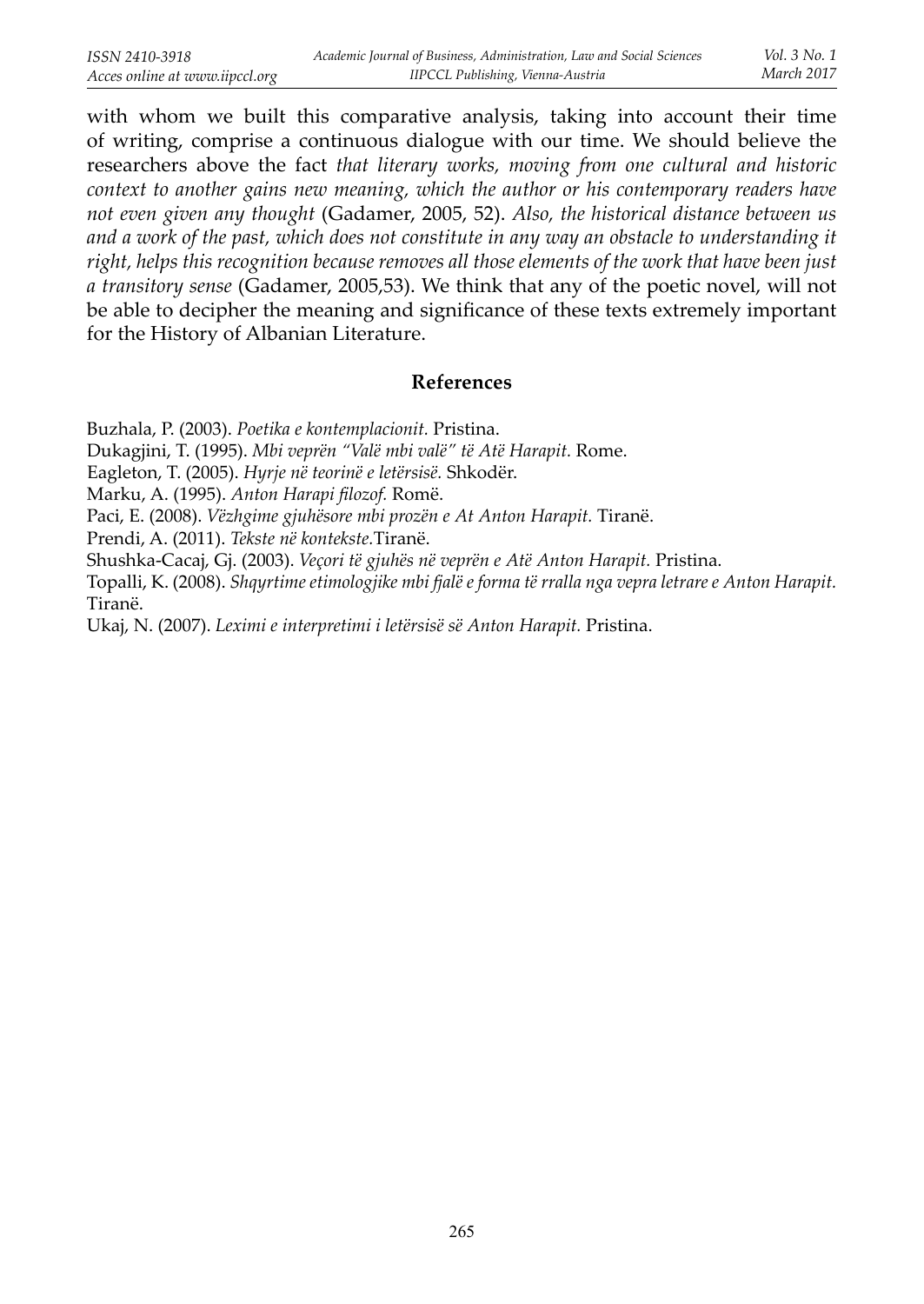with whom we built this comparative analysis, taking into account their time of writing, comprise a continuous dialogue with our time. We should believe the researchers above the fact *that literary works, moving from one cultural and historic context to another gains new meaning, which the author or his contemporary readers have not even given any thought* (Gadamer, 2005, 52). *Also, the historical distance between us and a work of the past, which does not constitute in any way an obstacle to understanding it right, helps this recognition because removes all those elements of the work that have been just a transitory sense* (Gadamer, 2005,53). We think that any of the poetic novel, will not be able to decipher the meaning and significance of these texts extremely important for the History of Albanian Literature.

## References

Buzhala, P. (2003). *Poetika e kontemplacionit.* Pristina.

Dukagjini, T. (1995). *Mbi veprën "Valë mbi valë" të Atë Harapit.* Rome.

Eagleton, T. (2005). *Hyrje në teorinë e letërsisë.* Shkodër.

Marku, A. (1995). *Anton Harapi filozof.* Romë.

Paci, E. (2008). *Vëzhgime gjuhësore mbi prozën e At Anton Harapit.* Tiranë.

Prendi, A. (2011). *Tekste në kontekste.*Tiranë.

Shushka-Cacaj, Gj. (2003). *Veçori të gjuhës në veprën e Atë Anton Harapit.* Pristina.

Topalli, K. (2008). *Shqyrtime etimologjike mbi fjalë e forma të rralla nga vepra letrare e Anton Harapit.* Tiranë.

Ukaj, N. (2007). *Leximi e interpretimi i letërsisë së Anton Harapit.* Pristina.